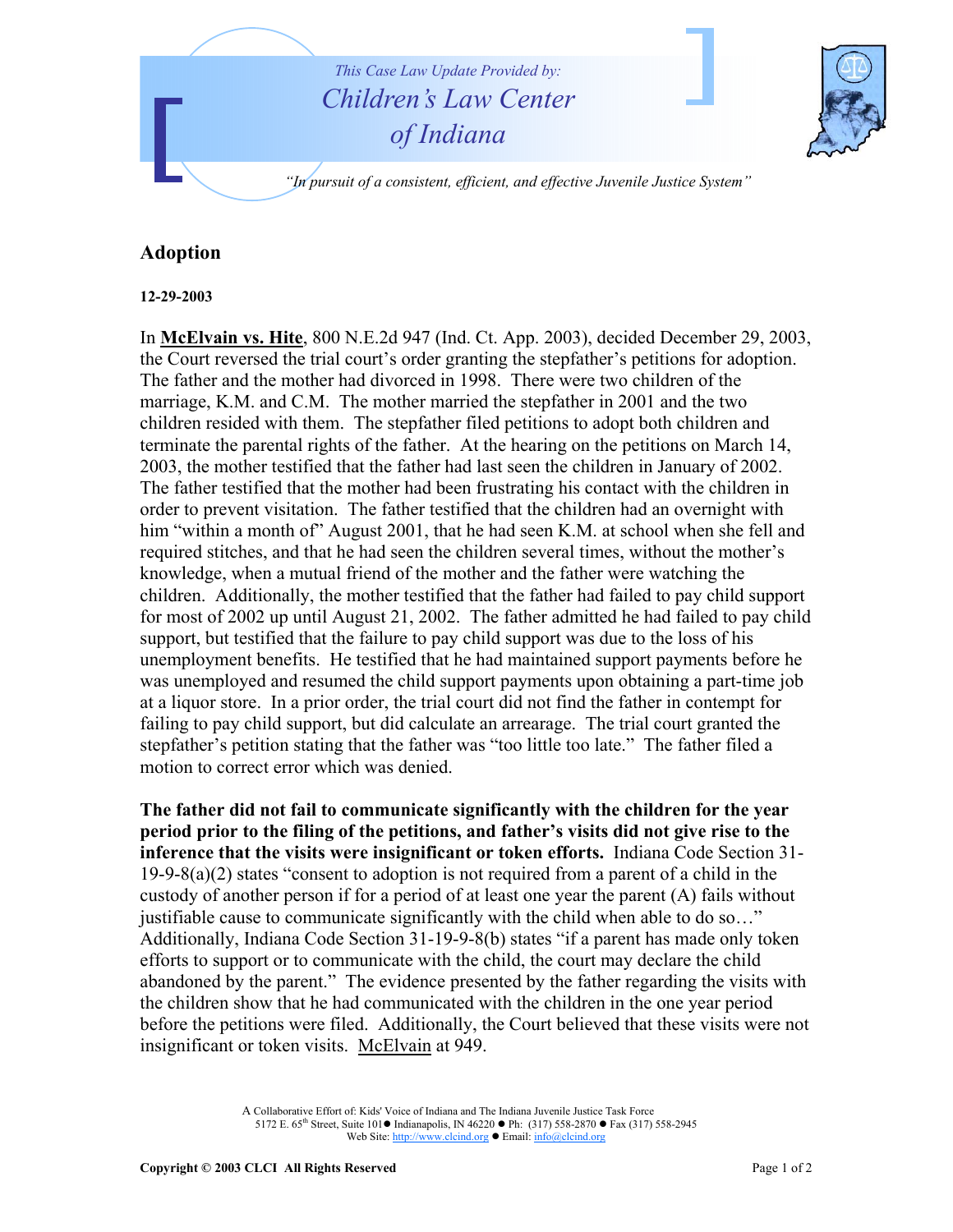This Case Law Update Provided by:
Children's Law Center of Indiana

"In pursuit of a consistent, efficient, and effective Juvenile Justice System"

## Adoption

**12-29-2003**

In **McElvain vs. Hite**, 800 N.E.2d 947 (Ind. Ct. App. 2003), decided December 29, 2003, the Court reversed the trial court's order granting the stepfather's petitions for adoption. The father and the mother had divorced in 1998. There were two children of the marriage, K.M. and C.M. The mother married the stepfather in 2001 and the two children resided with them. The stepfather filed petitions to adopt both children and terminate the parental rights of the father. At the hearing on the petitions on March 14, 2003, the mother testified that the father had last seen the children in January of 2002. The father testified that the mother had been frustrating his contact with the children in order to prevent visitation. The father testified that the children had an overnight with him "within a month of" August 2001, that he had seen K.M. at school when she fell and required stitches, and that he had seen the children several times, without the mother's knowledge, when a mutual friend of the mother and the father were watching the children. Additionally, the mother testified that the father had failed to pay child support for most of 2002 up until August 21, 2002. The father admitted he had failed to pay child support, but testified that the failure to pay child support was due to the loss of his unemployment benefits. He testified that he had maintained support payments before he was unemployed and resumed the child support payments upon obtaining a part-time job at a liquor store. In a prior order, the trial court did not find the father in contempt for failing to pay child support, but did calculate an arrearage. The trial court granted the stepfather's petition stating that the father was "too little too late." The father filed a motion to correct error which was denied.

**The father did not fail to communicate significantly with the children for the year period prior to the filing of the petitions, and father's visits did not give rise to the inference that the visits were insignificant or token efforts.** Indiana Code Section 31-19-9-8(a)(2) states "consent to adoption is not required from a parent of a child in the custody of another person if for a period of at least one year the parent (A) fails without justifiable cause to communicate significantly with the child when able to do so…" Additionally, Indiana Code Section 31-19-9-8(b) states "if a parent has made only token efforts to support or to communicate with the child, the court may declare the child abandoned by the parent." The evidence presented by the father regarding the visits with the children show that he had communicated with the children in the one year period before the petitions were filed. Additionally, the Court believed that these visits were not insignificant or token visits. McElvain at 949.

A Collaborative Effort of: Kids' Voice of Indiana and The Indiana Juvenile Justice Task Force
5172 E. 65th Street, Suite 101 ● Indianapolis, IN 46220 ● Ph: (317) 558-2870 ● Fax (317) 558-2945
Web Site: http://www.clcind.org ● Email: info@clcind.org

**Copyright © 2003 CLCI All Rights Reserved**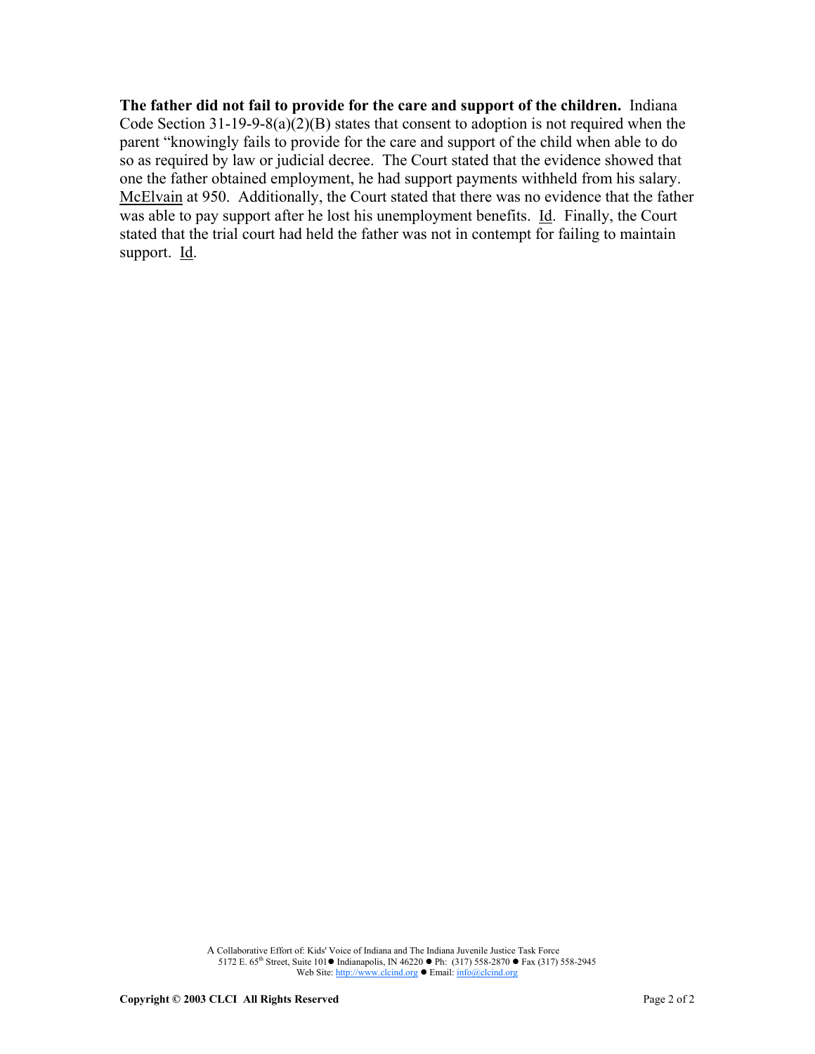**The father did not fail to provide for the care and support of the children.** Indiana Code Section 31-19-9-8(a)(2)(B) states that consent to adoption is not required when the parent "knowingly fails to provide for the care and support of the child when able to do so as required by law or judicial decree. The Court stated that the evidence showed that one the father obtained employment, he had support payments withheld from his salary. McElvain at 950. Additionally, the Court stated that there was no evidence that the father was able to pay support after he lost his unemployment benefits. Id. Finally, the Court stated that the trial court had held the father was not in contempt for failing to maintain support. Id.

A Collaborative Effort of: Kids' Voice of Indiana and The Indiana Juvenile Justice Task Force
5172 E. 65th Street, Suite 101 ● Indianapolis, IN 46220 ● Ph: (317) 558-2870 ● Fax (317) 558-2945
Web Site: http://www.clcind.org ● Email: info@clcind.org

**Copyright © 2003 CLCI All Rights Reserved**